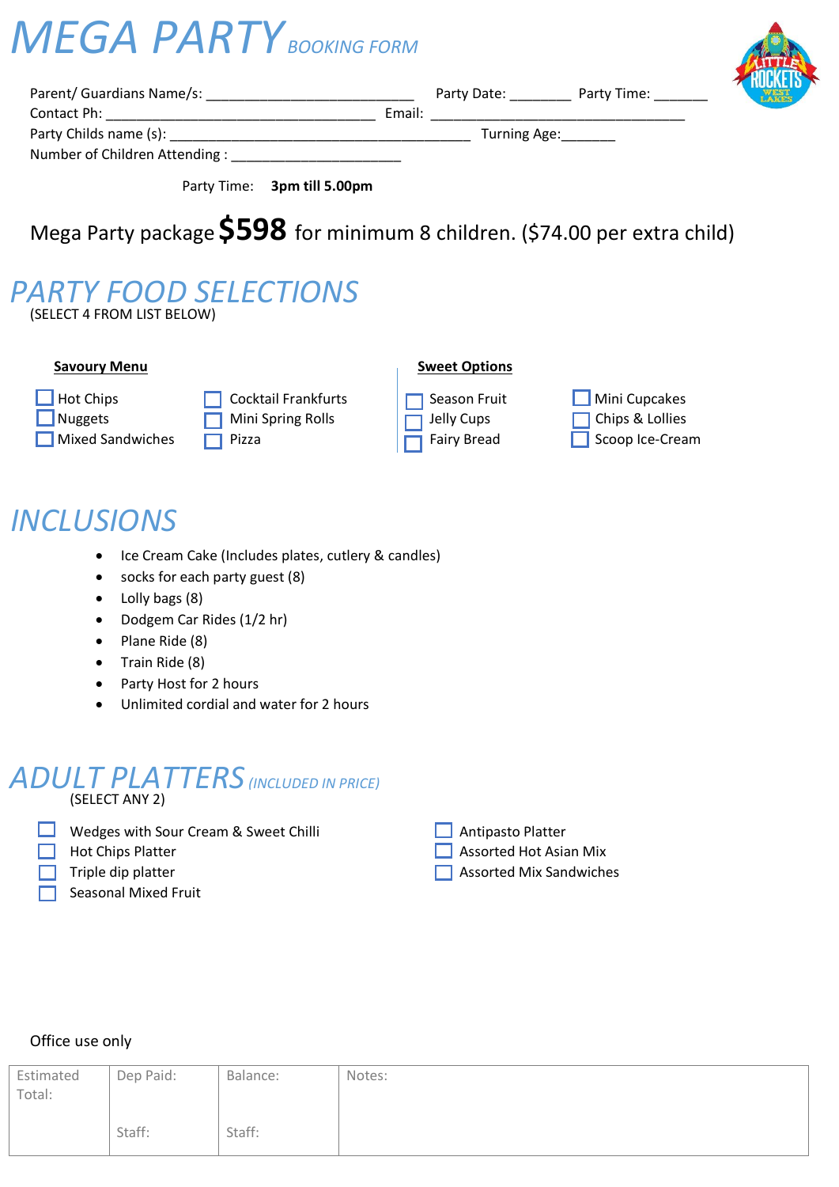# MEGA PARTY *BOOKING FORM*

Parent/ Guardians Name/s: ___________________________ Party Date: ________ Party Time: _______

Contact Ph: ___________________________________ Email: _________________________________

Party Childs name (s): ______________________________________ Turning Age:_______

Number of Children Attending : ______________________

Party Time: **3pm till 5.00pm**

Mega Party package **$598** for minimum 8 children. ($74.00 per extra child)

## PARTY FOOD SELECTIONS

(SELECT 4 FROM LIST BELOW)

**Savoury Menu**

- ☐ Hot Chips
- ☐ Nuggets
- ☐ Mixed Sandwiches
- ☐ Cocktail Frankfurts
- ☐ Mini Spring Rolls
- ☐ Pizza

**Sweet Options**

- ☐ Season Fruit
- ☐ Jelly Cups
- ☐ Fairy Bread
- ☐ Mini Cupcakes
- ☐ Chips & Lollies
- ☐ Scoop Ice-Cream

## INCLUSIONS

- Ice Cream Cake (Includes plates, cutlery & candles)
- socks for each party guest (8)
- Lolly bags (8)
- Dodgem Car Rides (1/2 hr)
- Plane Ride (8)
- Train Ride (8)
- Party Host for 2 hours
- Unlimited cordial and water for 2 hours

## ADULT PLATTERS *(INCLUDED IN PRICE)*

(SELECT ANY 2)

- ☐ Wedges with Sour Cream & Sweet Chilli
- ☐ Hot Chips Platter
- ☐ Triple dip platter
- ☐ Seasonal Mixed Fruit
- ☐ Antipasto Platter
- ☐ Assorted Hot Asian Mix
- ☐ Assorted Mix Sandwiches

Office use only

| Estimated Total: | Dep Paid:<br><br>Staff: | Balance:<br><br>Staff: | Notes: |
|---|---|---|---|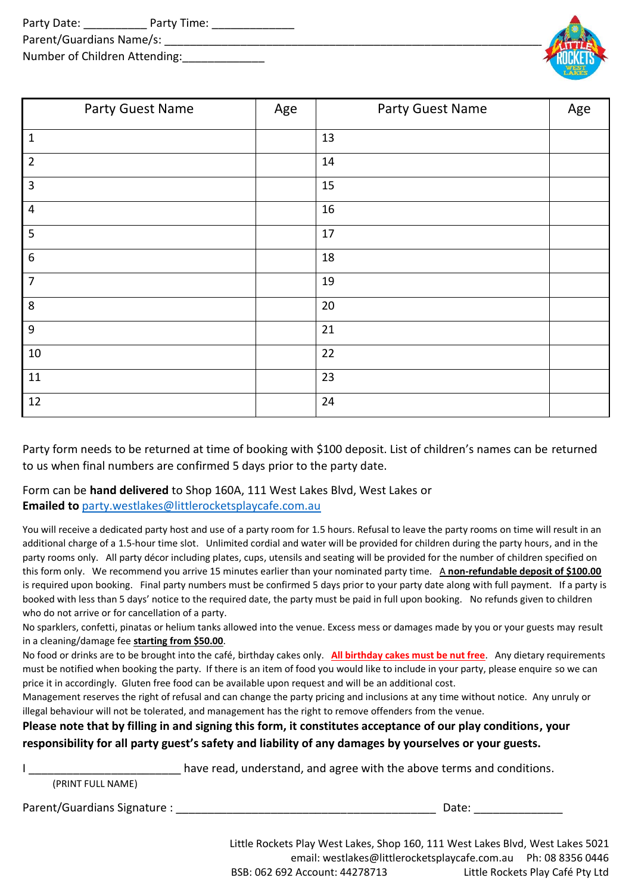Party Date: __________ Party Time: _____________
Parent/Guardians Name/s: ______________________________________________________________
Number of Children Attending:_____________

| Party Guest Name | Age | Party Guest Name | Age |
|---|---|---|---|
| 1 | | 13 | |
| 2 | | 14 | |
| 3 | | 15 | |
| 4 | | 16 | |
| 5 | | 17 | |
| 6 | | 18 | |
| 7 | | 19 | |
| 8 | | 20 | |
| 9 | | 21 | |
| 10 | | 22 | |
| 11 | | 23 | |
| 12 | | 24 | |

Party form needs to be returned at time of booking with $100 deposit. List of children's names can be returned to us when final numbers are confirmed 5 days prior to the party date.

Form can be **hand delivered** to Shop 160A, 111 West Lakes Blvd, West Lakes or
**Emailed to** party.westlakes@littlerocketsplaycafe.com.au

You will receive a dedicated party host and use of a party room for 1.5 hours. Refusal to leave the party rooms on time will result in an additional charge of a 1.5-hour time slot. Unlimited cordial and water will be provided for children during the party hours, and in the party rooms only. All party décor including plates, cups, utensils and seating will be provided for the number of children specified on this form only. We recommend you arrive 15 minutes earlier than your nominated party time. **A non-refundable deposit of $100.00** is required upon booking. Final party numbers must be confirmed 5 days prior to your party date along with full payment. If a party is booked with less than 5 days' notice to the required date, the party must be paid in full upon booking. No refunds given to children who do not arrive or for cancellation of a party.

No sparklers, confetti, pinatas or helium tanks allowed into the venue. Excess mess or damages made by you or your guests may result in a cleaning/damage fee **starting from $50.00**.

No food or drinks are to be brought into the café, birthday cakes only. **All birthday cakes must be nut free**. Any dietary requirements must be notified when booking the party. If there is an item of food you would like to include in your party, please enquire so we can price it in accordingly. Gluten free food can be available upon request and will be an additional cost.

Management reserves the right of refusal and can change the party pricing and inclusions at any time without notice. Any unruly or illegal behaviour will not be tolerated, and management has the right to remove offenders from the venue.

**Please note that by filling in and signing this form, it constitutes acceptance of our play conditions, your responsibility for all party guest's safety and liability of any damages by yourselves or your guests.**

I ________________________ have read, understand, and agree with the above terms and conditions.
(PRINT FULL NAME)

Parent/Guardians Signature : _________________________________________ Date: ______________

Little Rockets Play West Lakes, Shop 160, 111 West Lakes Blvd, West Lakes 5021
email: westlakes@littlerocketsplaycafe.com.au Ph: 08 8356 0446
BSB: 062 692 Account: 44278713 Little Rockets Play Café Pty Ltd